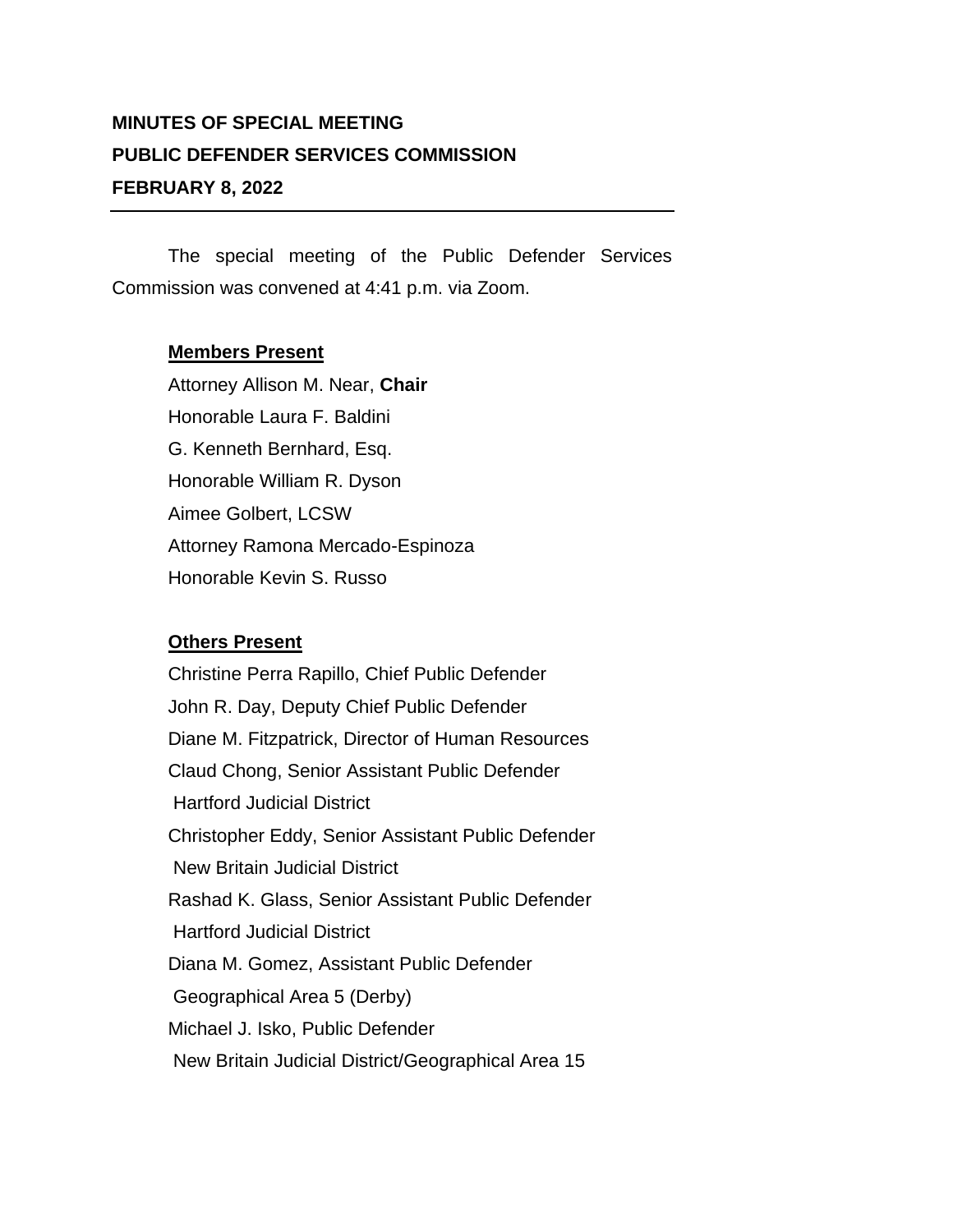**MINUTES OF SPECIAL MEETING**
**PUBLIC DEFENDER SERVICES COMMISSION**
**FEBRUARY 8, 2022**

---

The special meeting of the Public Defender Services Commission was convened at 4:41 p.m. via Zoom.

**Members Present**

Attorney Allison M. Near, **Chair**
Honorable Laura F. Baldini
G. Kenneth Bernhard, Esq.
Honorable William R. Dyson
Aimee Golbert, LCSW
Attorney Ramona Mercado-Espinoza
Honorable Kevin S. Russo

**Others Present**

Christine Perra Rapillo, Chief Public Defender
John R. Day, Deputy Chief Public Defender
Diane M. Fitzpatrick, Director of Human Resources
Claud Chong, Senior Assistant Public Defender
Hartford Judicial District
Christopher Eddy, Senior Assistant Public Defender
New Britain Judicial District
Rashad K. Glass, Senior Assistant Public Defender
Hartford Judicial District
Diana M. Gomez, Assistant Public Defender
Geographical Area 5 (Derby)
Michael J. Isko, Public Defender
New Britain Judicial District/Geographical Area 15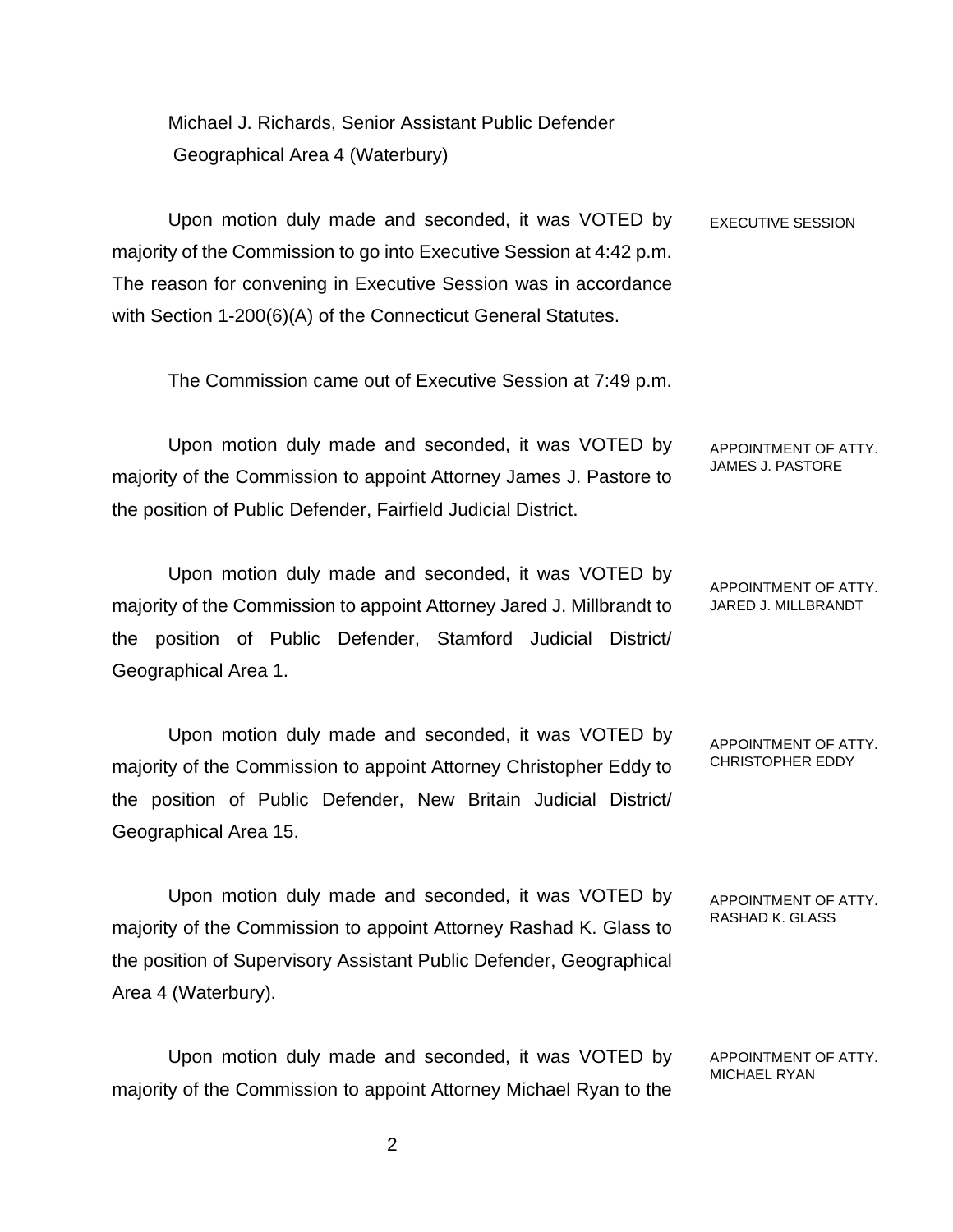Michael J. Richards, Senior Assistant Public Defender
Geographical Area 4 (Waterbury)

EXECUTIVE SESSION

Upon motion duly made and seconded, it was VOTED by majority of the Commission to go into Executive Session at 4:42 p.m. The reason for convening in Executive Session was in accordance with Section 1-200(6)(A) of the Connecticut General Statutes.

The Commission came out of Executive Session at 7:49 p.m.

APPOINTMENT OF ATTY. JAMES J. PASTORE

Upon motion duly made and seconded, it was VOTED by majority of the Commission to appoint Attorney James J. Pastore to the position of Public Defender, Fairfield Judicial District.

APPOINTMENT OF ATTY. JARED J. MILLBRANDT

Upon motion duly made and seconded, it was VOTED by majority of the Commission to appoint Attorney Jared J. Millbrandt to the position of Public Defender, Stamford Judicial District/ Geographical Area 1.

APPOINTMENT OF ATTY. CHRISTOPHER EDDY

Upon motion duly made and seconded, it was VOTED by majority of the Commission to appoint Attorney Christopher Eddy to the position of Public Defender, New Britain Judicial District/ Geographical Area 15.

APPOINTMENT OF ATTY. RASHAD K. GLASS

Upon motion duly made and seconded, it was VOTED by majority of the Commission to appoint Attorney Rashad K. Glass to the position of Supervisory Assistant Public Defender, Geographical Area 4 (Waterbury).

APPOINTMENT OF ATTY. MICHAEL RYAN

Upon motion duly made and seconded, it was VOTED by majority of the Commission to appoint Attorney Michael Ryan to the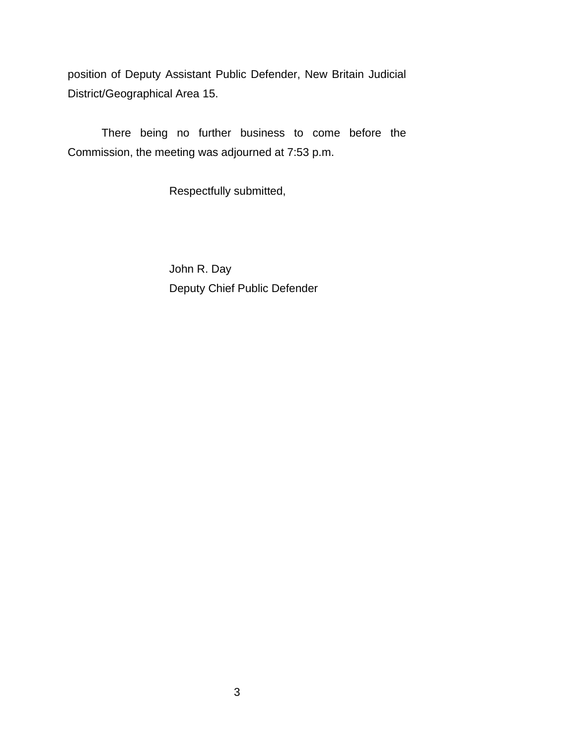position of Deputy Assistant Public Defender, New Britain Judicial District/Geographical Area 15.

There being no further business to come before the Commission, the meeting was adjourned at 7:53 p.m.

Respectfully submitted,

John R. Day
Deputy Chief Public Defender